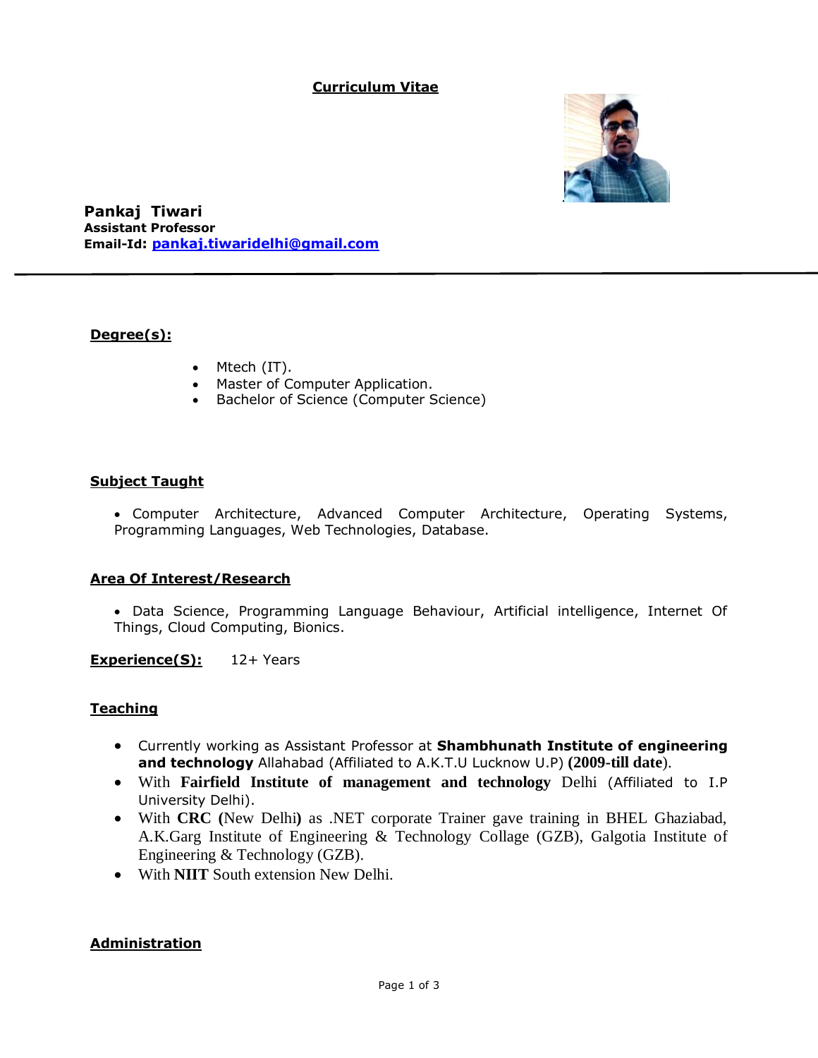# Curriculum Vitae

**Pankaj Tiwari**
**Assistant Professor**
**Email-Id: pankaj.tiwaridelhi@gmail.com**

---

## Degree(s):

- Mtech (IT).
- Master of Computer Application.
- Bachelor of Science (Computer Science)

## Subject Taught

- Computer Architecture, Advanced Computer Architecture, Operating Systems, Programming Languages, Web Technologies, Database.

## Area Of Interest/Research

- Data Science, Programming Language Behaviour, Artificial intelligence, Internet Of Things, Cloud Computing, Bionics.

**Experience(S):** 12+ Years

## Teaching

- Currently working as Assistant Professor at **Shambhunath Institute of engineering and technology** Allahabad (Affiliated to A.K.T.U Lucknow U.P) **(2009-till date**).
- With **Fairfield Institute of management and technology** Delhi (Affiliated to I.P University Delhi).
- With **CRC (**New Delhi**)** as .NET corporate Trainer gave training in BHEL Ghaziabad, A.K.Garg Institute of Engineering & Technology Collage (GZB), Galgotia Institute of Engineering & Technology (GZB).
- With **NIIT** South extension New Delhi.

## Administration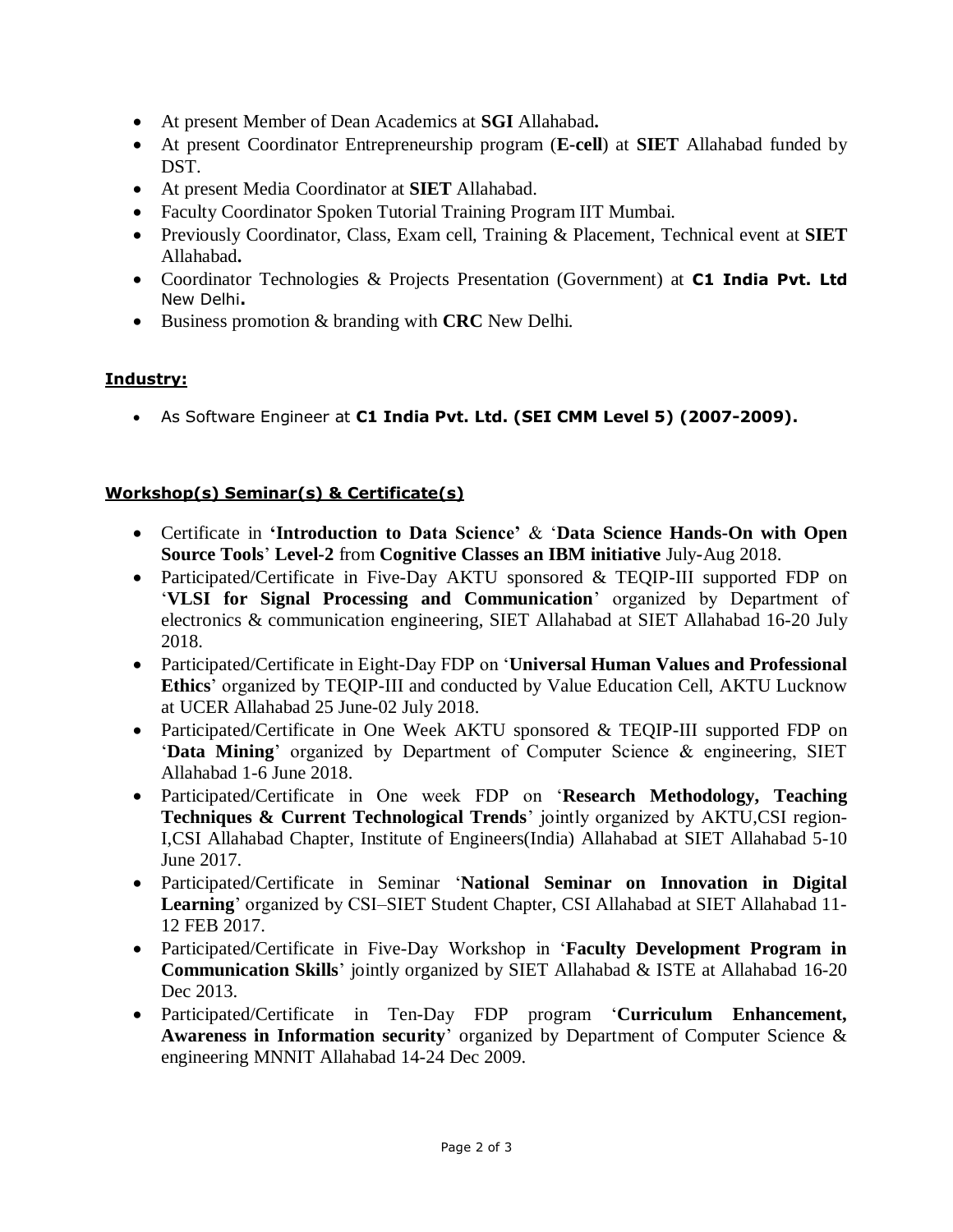- At present Member of Dean Academics at **SGI** Allahabad**.**
- At present Coordinator Entrepreneurship program (**E-cell**) at **SIET** Allahabad funded by DST.
- At present Media Coordinator at **SIET** Allahabad.
- Faculty Coordinator Spoken Tutorial Training Program IIT Mumbai.
- Previously Coordinator, Class, Exam cell, Training & Placement, Technical event at **SIET** Allahabad**.**
- Coordinator Technologies & Projects Presentation (Government) at **C1 India Pvt. Ltd** New Delhi**.**
- Business promotion & branding with **CRC** New Delhi.

**Industry:**

- As Software Engineer at **C1 India Pvt. Ltd. (SEI CMM Level 5) (2007-2009).**

**Workshop(s) Seminar(s) & Certificate(s)**

- Certificate in **'Introduction to Data Science'** & '**Data Science Hands-On with Open Source Tools**' **Level-2** from **Cognitive Classes an IBM initiative** July-Aug 2018.
- Participated/Certificate in Five-Day AKTU sponsored & TEQIP-III supported FDP on '**VLSI for Signal Processing and Communication**' organized by Department of electronics & communication engineering, SIET Allahabad at SIET Allahabad 16-20 July 2018.
- Participated/Certificate in Eight-Day FDP on '**Universal Human Values and Professional Ethics**' organized by TEQIP-III and conducted by Value Education Cell, AKTU Lucknow at UCER Allahabad 25 June-02 July 2018.
- Participated/Certificate in One Week AKTU sponsored & TEQIP-III supported FDP on '**Data Mining**' organized by Department of Computer Science & engineering, SIET Allahabad 1-6 June 2018.
- Participated/Certificate in One week FDP on '**Research Methodology, Teaching Techniques & Current Technological Trends**' jointly organized by AKTU,CSI region-I,CSI Allahabad Chapter, Institute of Engineers(India) Allahabad at SIET Allahabad 5-10 June 2017.
- Participated/Certificate in Seminar '**National Seminar on Innovation in Digital Learning**' organized by CSI–SIET Student Chapter, CSI Allahabad at SIET Allahabad 11-12 FEB 2017.
- Participated/Certificate in Five-Day Workshop in '**Faculty Development Program in Communication Skills**' jointly organized by SIET Allahabad & ISTE at Allahabad 16-20 Dec 2013.
- Participated/Certificate in Ten-Day FDP program '**Curriculum Enhancement, Awareness in Information security**' organized by Department of Computer Science & engineering MNNIT Allahabad 14-24 Dec 2009.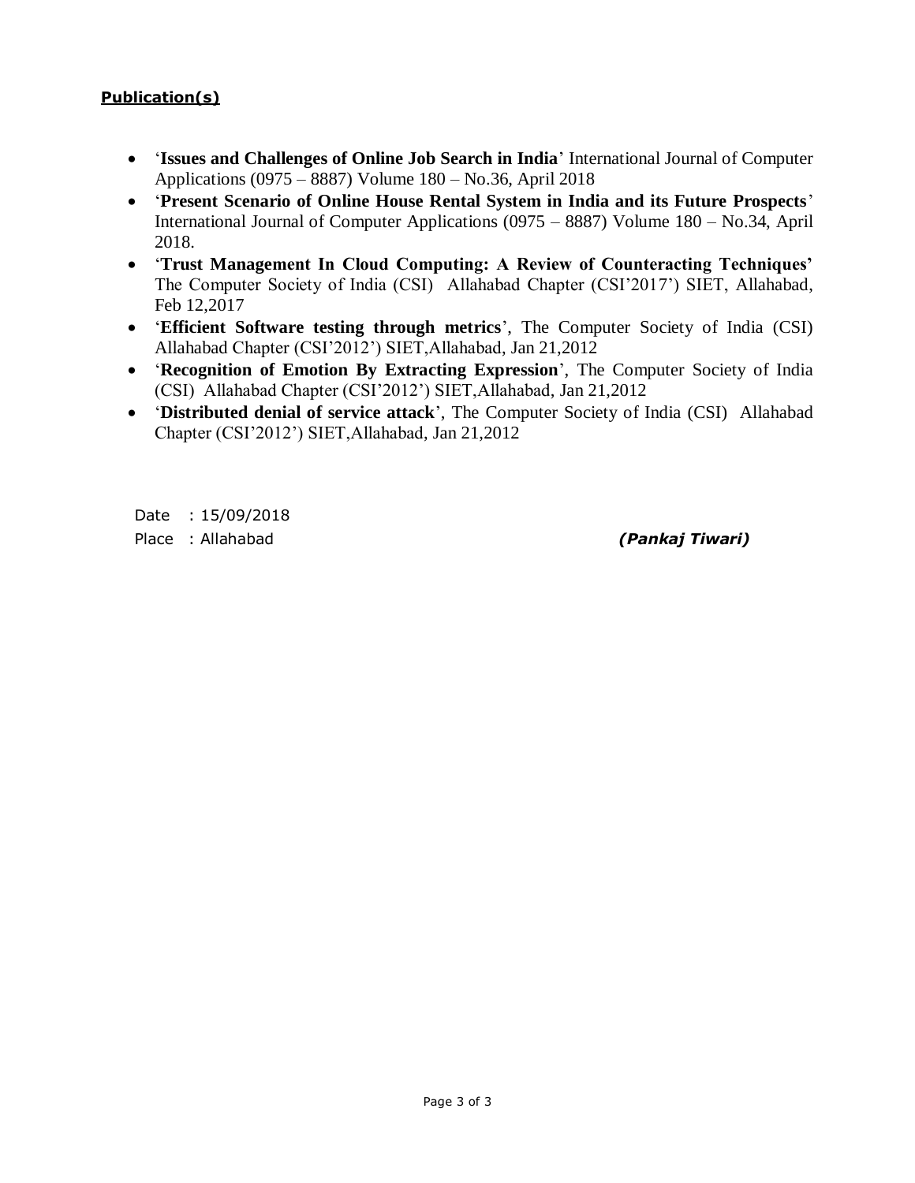**Publication(s)**

- '**Issues and Challenges of Online Job Search in India**' International Journal of Computer Applications (0975 – 8887) Volume 180 – No.36, April 2018
- '**Present Scenario of Online House Rental System in India and its Future Prospects**' International Journal of Computer Applications (0975 – 8887) Volume 180 – No.34, April 2018.
- '**Trust Management In Cloud Computing: A Review of Counteracting Techniques'** The Computer Society of India (CSI) Allahabad Chapter (CSI'2017') SIET, Allahabad, Feb 12,2017
- '**Efficient Software testing through metrics**', The Computer Society of India (CSI) Allahabad Chapter (CSI'2012') SIET,Allahabad, Jan 21,2012
- '**Recognition of Emotion By Extracting Expression**', The Computer Society of India (CSI) Allahabad Chapter (CSI'2012') SIET,Allahabad, Jan 21,2012
- '**Distributed denial of service attack**', The Computer Society of India (CSI) Allahabad Chapter (CSI'2012') SIET,Allahabad, Jan 21,2012

Date : 15/09/2018

Place : Allahabad

***(Pankaj Tiwari)***